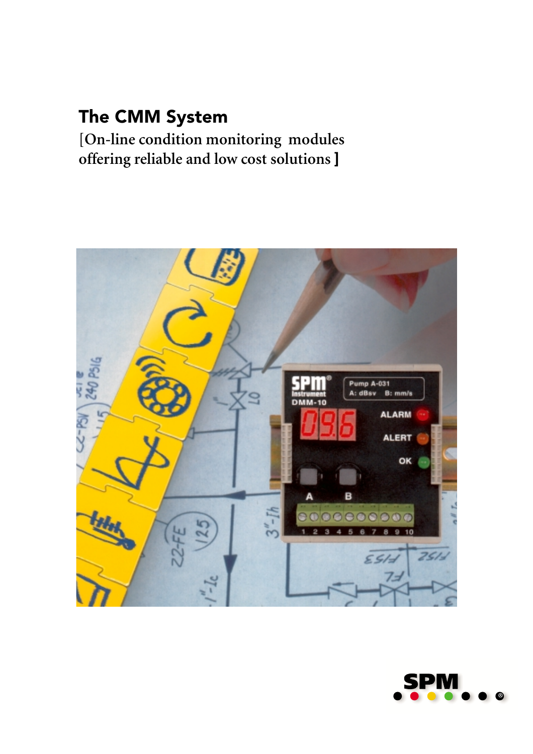# The CMM System

[On-line condition monitoring modules offering reliable and low cost solutions ]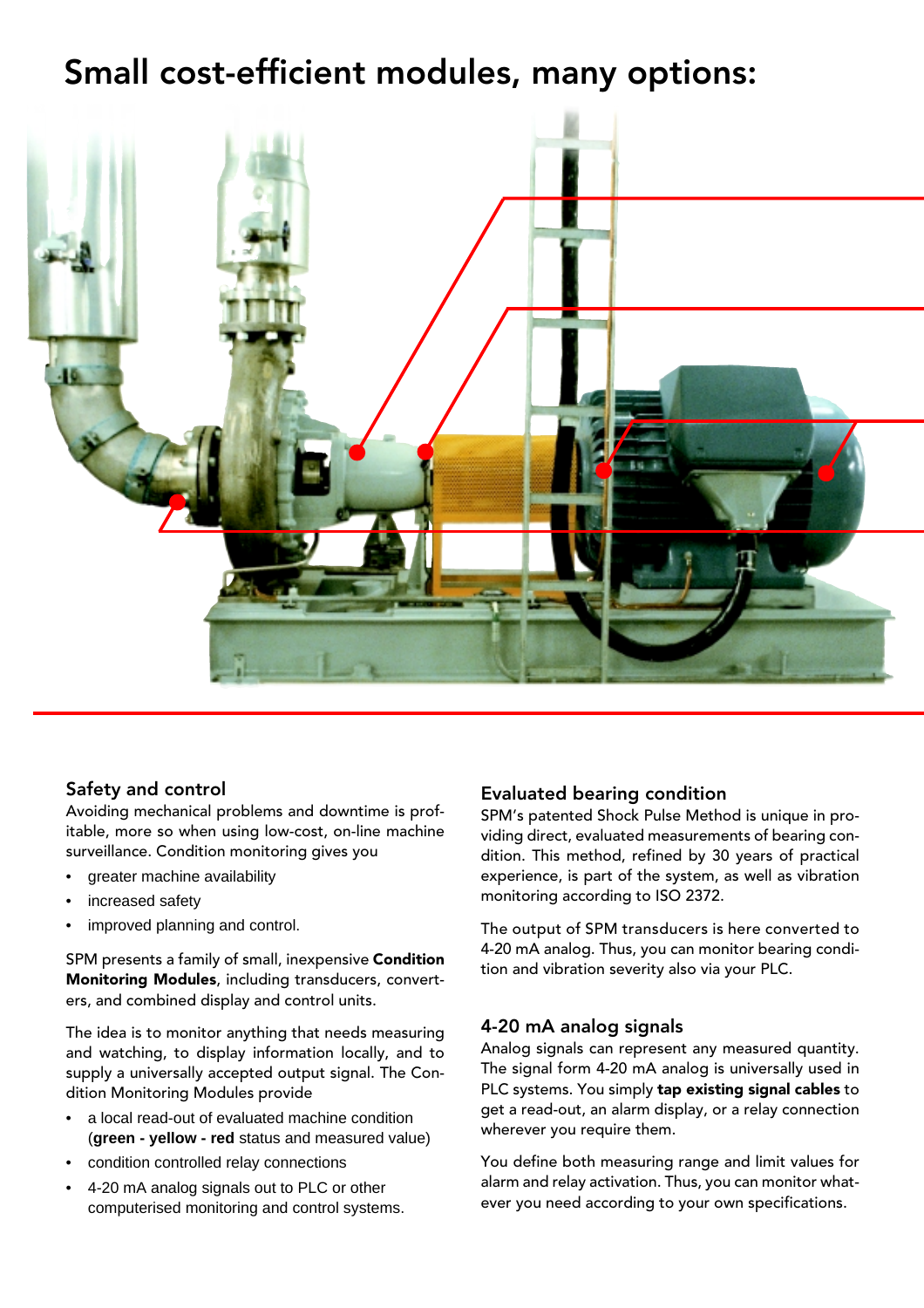# Small cost-efficient modules, many options:

## Safety and control

Avoiding mechanical problems and downtime is profitable, more so when using low-cost, on-line machine surveillance. Condition monitoring gives you

- greater machine availability
- increased safety
- improved planning and control.

SPM presents a family of small, inexpensive **Condition Monitoring Modules**, including transducers, converters, and combined display and control units.

The idea is to monitor anything that needs measuring and watching, to display information locally, and to supply a universally accepted output signal. The Condition Monitoring Modules provide

- a local read-out of evaluated machine condition (**green - yellow - red** status and measured value)
- condition controlled relay connections
- 4-20 mA analog signals out to PLC or other computerised monitoring and control systems.

## Evaluated bearing condition

SPM's patented Shock Pulse Method is unique in providing direct, evaluated measurements of bearing condition. This method, refined by 30 years of practical experience, is part of the system, as well as vibration monitoring according to ISO 2372.

The output of SPM transducers is here converted to 4-20 mA analog. Thus, you can monitor bearing condition and vibration severity also via your PLC.

## 4-20 mA analog signals

Analog signals can represent any measured quantity. The signal form 4-20 mA analog is universally used in PLC systems. You simply **tap existing signal cables** to get a read-out, an alarm display, or a relay connection wherever you require them.

You define both measuring range and limit values for alarm and relay activation. Thus, you can monitor whatever you need according to your own specifications.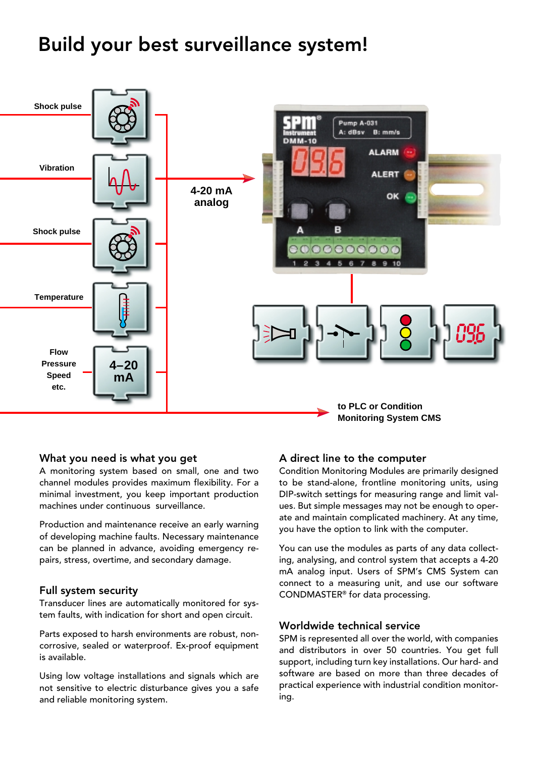# Build your best surveillance system!

Shock pulse

Vibration

Shock pulse

Temperature

Flow
Pressure
Speed
etc.

4–20 mA

4-20 mA analog

to PLC or Condition Monitoring System CMS

## What you need is what you get

A monitoring system based on small, one and two channel modules provides maximum flexibility. For a minimal investment, you keep important production machines under continuous surveillance.

Production and maintenance receive an early warning of developing machine faults. Necessary maintenance can be planned in advance, avoiding emergency repairs, stress, overtime, and secondary damage.

## Full system security

Transducer lines are automatically monitored for system faults, with indication for short and open circuit.

Parts exposed to harsh environments are robust, noncorrosive, sealed or waterproof. Ex-proof equipment is available.

Using low voltage installations and signals which are not sensitive to electric disturbance gives you a safe and reliable monitoring system.

## A direct line to the computer

Condition Monitoring Modules are primarily designed to be stand-alone, frontline monitoring units, using DIP-switch settings for measuring range and limit values. But simple messages may not be enough to operate and maintain complicated machinery. At any time, you have the option to link with the computer.

You can use the modules as parts of any data collecting, analysing, and control system that accepts a 4-20 mA analog input. Users of SPM's CMS System can connect to a measuring unit, and use our software CONDMASTER® for data processing.

## Worldwide technical service

SPM is represented all over the world, with companies and distributors in over 50 countries. You get full support, including turn key installations. Our hard- and software are based on more than three decades of practical experience with industrial condition monitoring.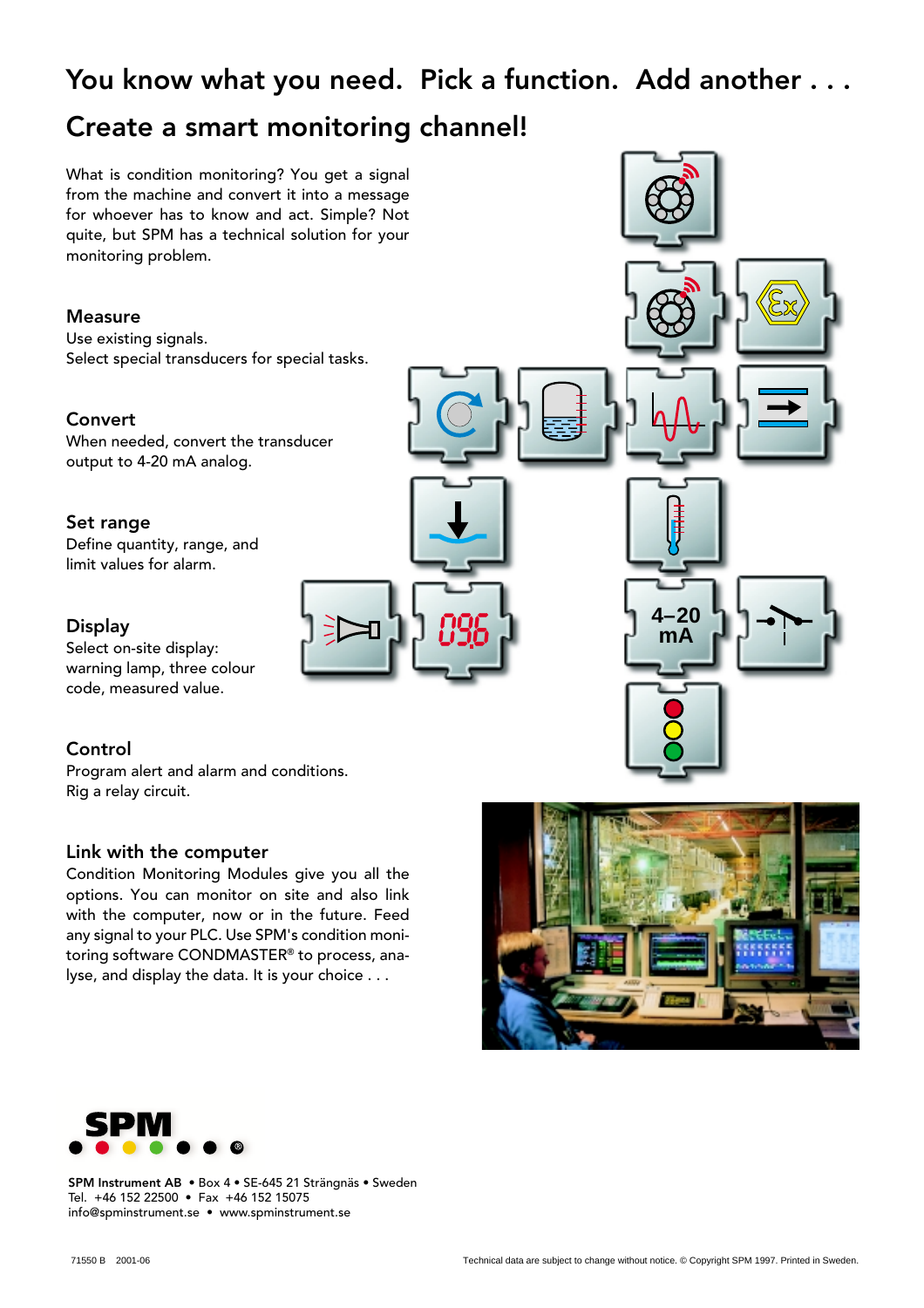# You know what you need. Pick a function. Add another . . .

# Create a smart monitoring channel!

What is condition monitoring? You get a signal from the machine and convert it into a message for whoever has to know and act. Simple? Not quite, but SPM has a technical solution for your monitoring problem.

### Measure

Use existing signals.
Select special transducers for special tasks.

### Convert

When needed, convert the transducer output to 4-20 mA analog.

### Set range

Define quantity, range, and limit values for alarm.

### Display

Select on-site display: warning lamp, three colour code, measured value.

### Control

Program alert and alarm and conditions.
Rig a relay circuit.

### Link with the computer

Condition Monitoring Modules give you all the options. You can monitor on site and also link with the computer, now or in the future. Feed any signal to your PLC. Use SPM's condition monitoring software CONDMASTER® to process, analyse, and display the data. It is your choice . . .

4–20
mA

096

SPM

**SPM Instrument AB** • Box 4 • SE-645 21 Strängnäs • Sweden
Tel. +46 152 22500 • Fax +46 152 15075
info@spminstrument.se • www.spminstrument.se

71550 B 2001-06

Technical data are subject to change without notice. © Copyright SPM 1997. Printed in Sweden.